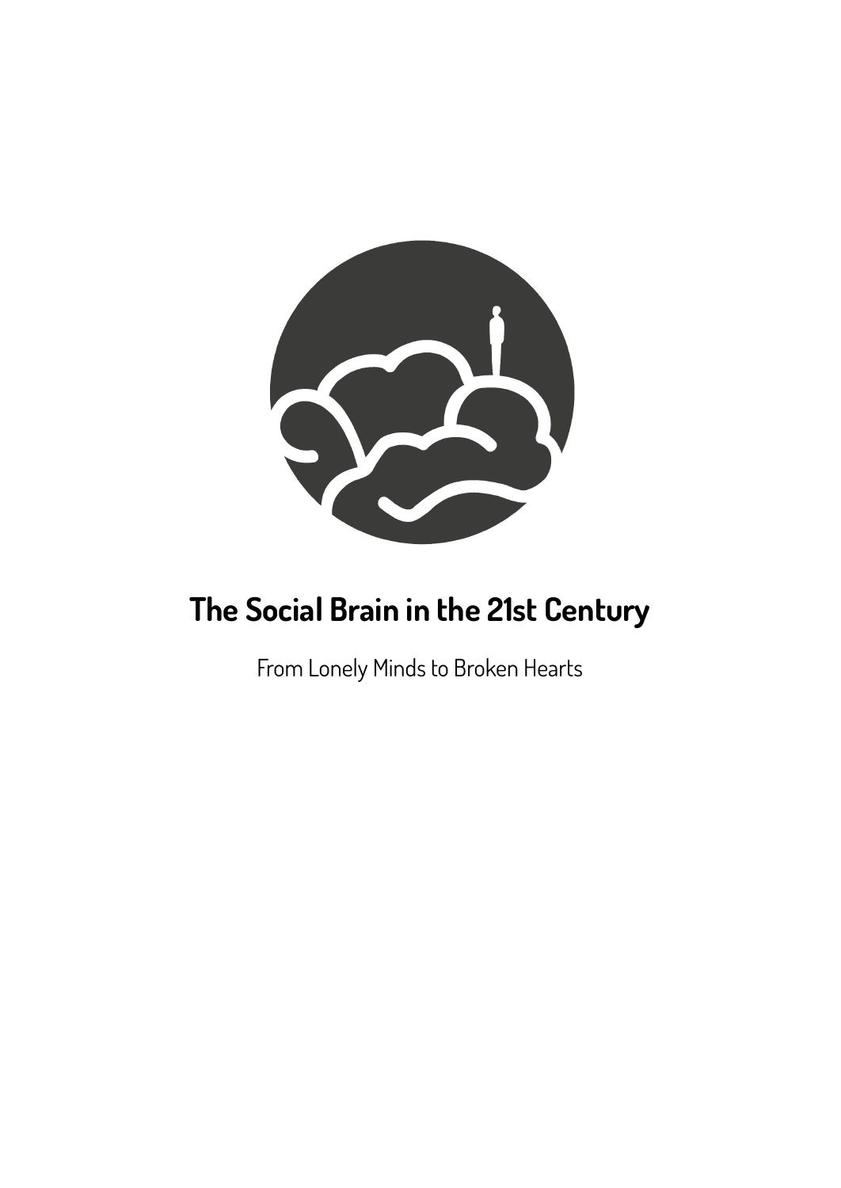# The Social Brain in the 21st Century

From Lonely Minds to Broken Hearts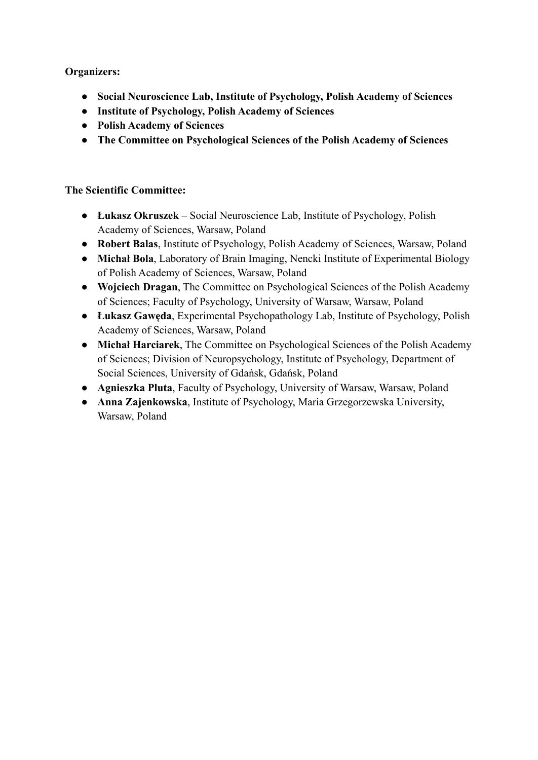**Organizers:**

- **Social Neuroscience Lab, Institute of Psychology, Polish Academy of Sciences**
- **Institute of Psychology, Polish Academy of Sciences**
- **Polish Academy of Sciences**
- **The Committee on Psychological Sciences of the Polish Academy of Sciences**

**The Scientific Committee:**

- **Łukasz Okruszek** – Social Neuroscience Lab, Institute of Psychology, Polish Academy of Sciences, Warsaw, Poland
- **Robert Balas**, Institute of Psychology, Polish Academy of Sciences, Warsaw, Poland
- **Michał Bola**, Laboratory of Brain Imaging, Nencki Institute of Experimental Biology of Polish Academy of Sciences, Warsaw, Poland
- **Wojciech Dragan**, The Committee on Psychological Sciences of the Polish Academy of Sciences; Faculty of Psychology, University of Warsaw, Warsaw, Poland
- **Łukasz Gawęda**, Experimental Psychopathology Lab, Institute of Psychology, Polish Academy of Sciences, Warsaw, Poland
- **Michał Harciarek**, The Committee on Psychological Sciences of the Polish Academy of Sciences; Division of Neuropsychology, Institute of Psychology, Department of Social Sciences, University of Gdańsk, Gdańsk, Poland
- **Agnieszka Pluta**, Faculty of Psychology, University of Warsaw, Warsaw, Poland
- **Anna Zajenkowska**, Institute of Psychology, Maria Grzegorzewska University, Warsaw, Poland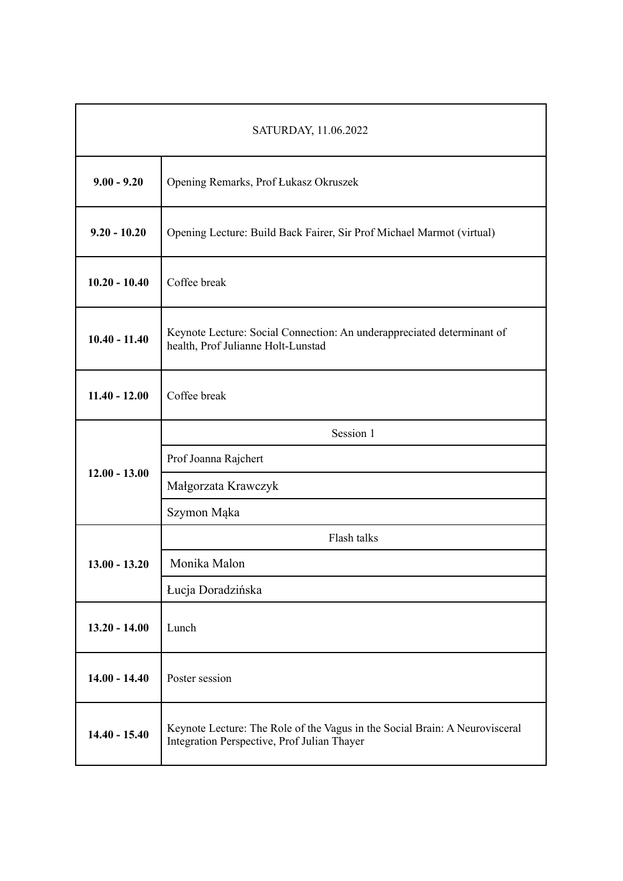| SATURDAY, 11.06.2022 | |
|---|---|
| **9.00 - 9.20** | Opening Remarks, Prof Łukasz Okruszek |
| **9.20 - 10.20** | Opening Lecture: Build Back Fairer, Sir Prof Michael Marmot (virtual) |
| **10.20 - 10.40** | Coffee break |
| **10.40 - 11.40** | Keynote Lecture: Social Connection: An underappreciated determinant of health, Prof Julianne Holt-Lunstad |
| **11.40 - 12.00** | Coffee break |
| **12.00 - 13.00** | Session 1 |
| | Prof Joanna Rajchert |
| | Małgorzata Krawczyk |
| | Szymon Mąka |
| **13.00 - 13.20** | Flash talks |
| | Monika Malon |
| | Łucja Doradzińska |
| **13.20 - 14.00** | Lunch |
| **14.00 - 14.40** | Poster session |
| **14.40 - 15.40** | Keynote Lecture: The Role of the Vagus in the Social Brain: A Neurovisceral Integration Perspective, Prof Julian Thayer |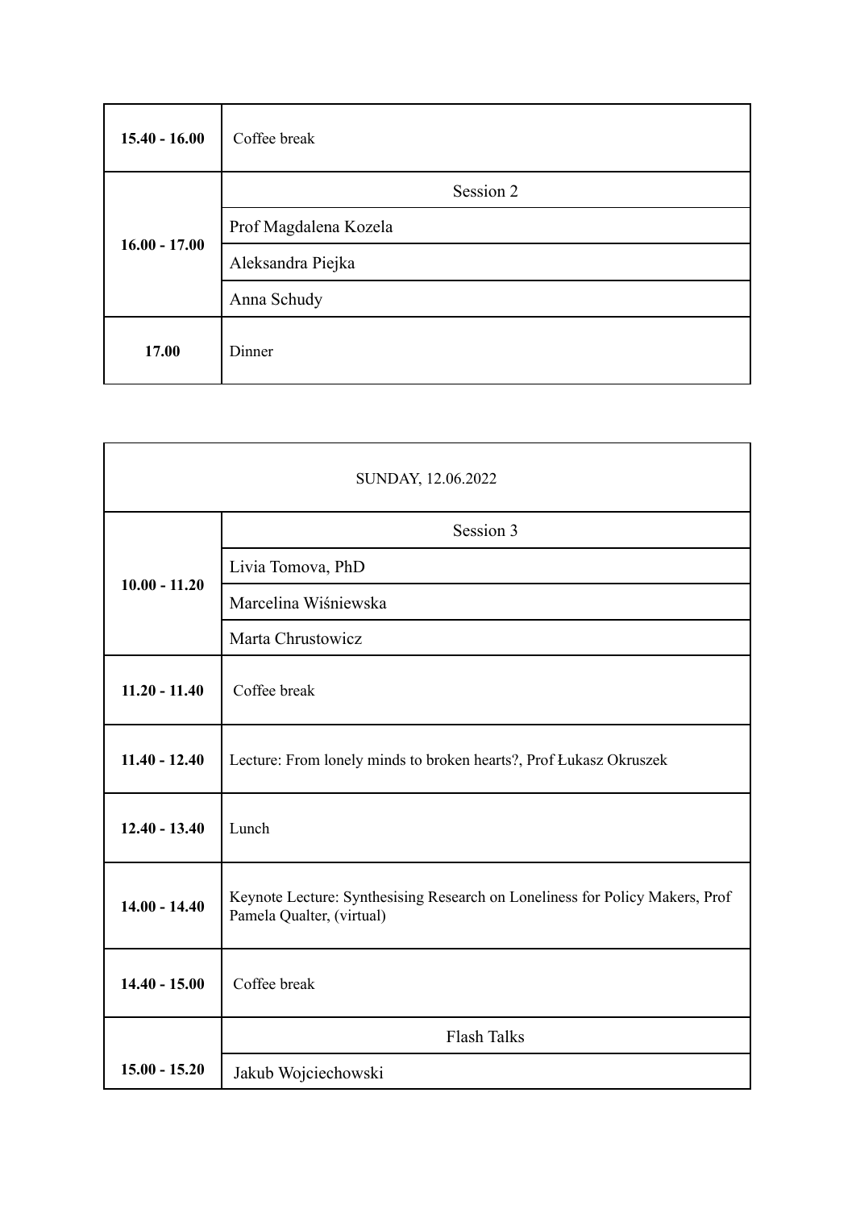| | |
|---|---|
| **15.40 - 16.00** | Coffee break |
| **16.00 - 17.00** | Session 2 |
| | Prof Magdalena Kozela |
| | Aleksandra Piejka |
| | Anna Schudy |
| **17.00** | Dinner |

| SUNDAY, 12.06.2022 | |
|---|---|
| **10.00 - 11.20** | Session 3 |
| | Livia Tomova, PhD |
| | Marcelina Wiśniewska |
| | Marta Chrustowicz |
| **11.20 - 11.40** | Coffee break |
| **11.40 - 12.40** | Lecture: From lonely minds to broken hearts?, Prof Łukasz Okruszek |
| **12.40 - 13.40** | Lunch |
| **14.00 - 14.40** | Keynote Lecture: Synthesising Research on Loneliness for Policy Makers, Prof Pamela Qualter, (virtual) |
| **14.40 - 15.00** | Coffee break |
| **15.00 - 15.20** | Flash Talks |
| | Jakub Wojciechowski |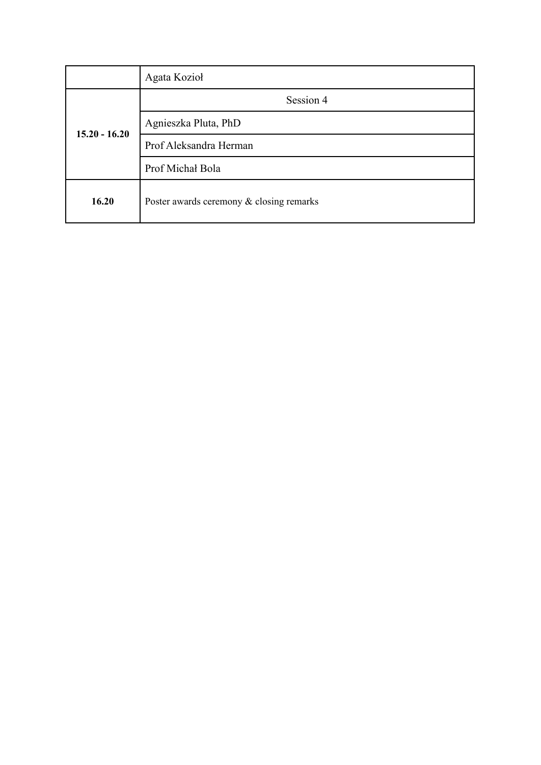| | |
|---|---|
| | Agata Kozioł |
| **15.20 - 16.20** | Session 4 |
| | Agnieszka Pluta, PhD |
| | Prof Aleksandra Herman |
| | Prof Michał Bola |
| **16.20** | Poster awards ceremony & closing remarks |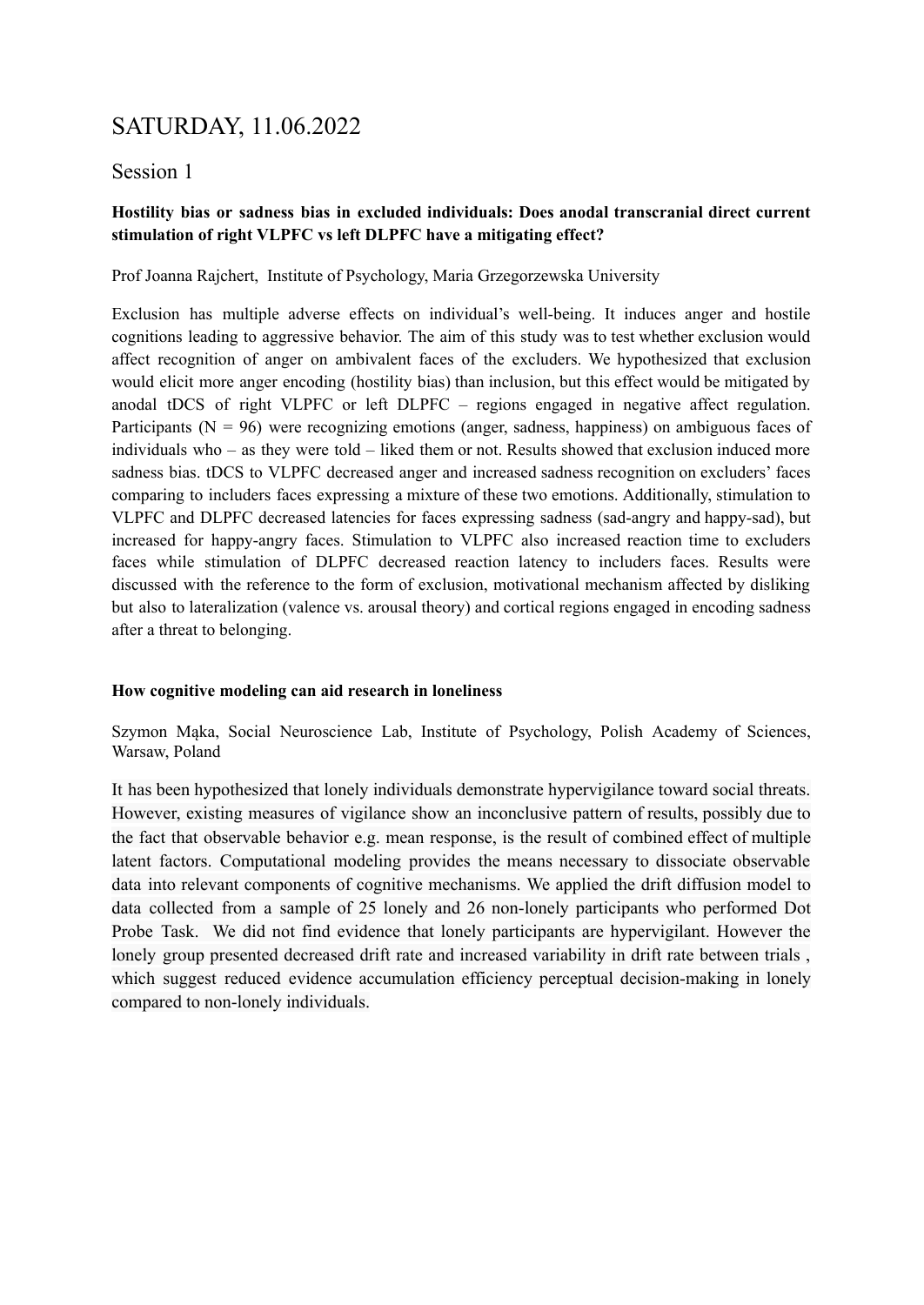# SATURDAY, 11.06.2022

## Session 1

**Hostility bias or sadness bias in excluded individuals: Does anodal transcranial direct current stimulation of right VLPFC vs left DLPFC have a mitigating effect?**

Prof Joanna Rajchert, Institute of Psychology, Maria Grzegorzewska University

Exclusion has multiple adverse effects on individual's well-being. It induces anger and hostile cognitions leading to aggressive behavior. The aim of this study was to test whether exclusion would affect recognition of anger on ambivalent faces of the excluders. We hypothesized that exclusion would elicit more anger encoding (hostility bias) than inclusion, but this effect would be mitigated by anodal tDCS of right VLPFC or left DLPFC – regions engaged in negative affect regulation. Participants (N = 96) were recognizing emotions (anger, sadness, happiness) on ambiguous faces of individuals who – as they were told – liked them or not. Results showed that exclusion induced more sadness bias. tDCS to VLPFC decreased anger and increased sadness recognition on excluders' faces comparing to includers faces expressing a mixture of these two emotions. Additionally, stimulation to VLPFC and DLPFC decreased latencies for faces expressing sadness (sad-angry and happy-sad), but increased for happy-angry faces. Stimulation to VLPFC also increased reaction time to excluders faces while stimulation of DLPFC decreased reaction latency to includers faces. Results were discussed with the reference to the form of exclusion, motivational mechanism affected by disliking but also to lateralization (valence vs. arousal theory) and cortical regions engaged in encoding sadness after a threat to belonging.

**How cognitive modeling can aid research in loneliness**

Szymon Mąka, Social Neuroscience Lab, Institute of Psychology, Polish Academy of Sciences, Warsaw, Poland

It has been hypothesized that lonely individuals demonstrate hypervigilance toward social threats. However, existing measures of vigilance show an inconclusive pattern of results, possibly due to the fact that observable behavior e.g. mean response, is the result of combined effect of multiple latent factors. Computational modeling provides the means necessary to dissociate observable data into relevant components of cognitive mechanisms. We applied the drift diffusion model to data collected from a sample of 25 lonely and 26 non-lonely participants who performed Dot Probe Task. We did not find evidence that lonely participants are hypervigilant. However the lonely group presented decreased drift rate and increased variability in drift rate between trials , which suggest reduced evidence accumulation efficiency perceptual decision-making in lonely compared to non-lonely individuals.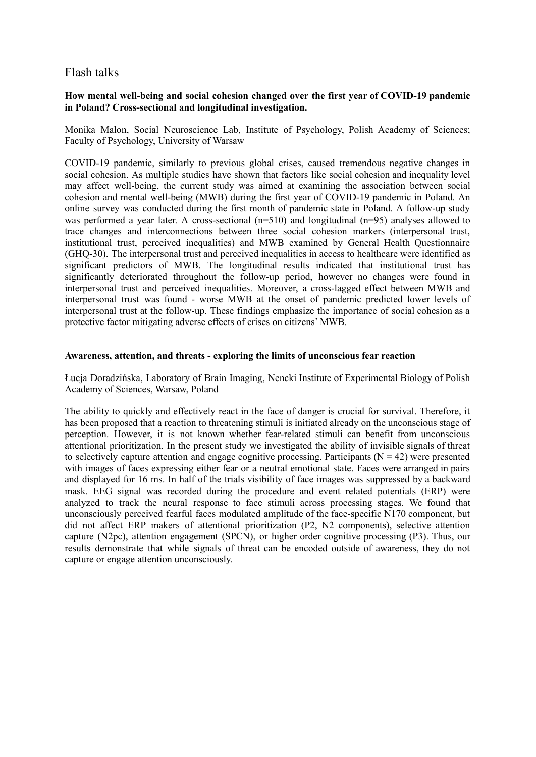# Flash talks

**How mental well-being and social cohesion changed over the first year of COVID-19 pandemic in Poland? Cross-sectional and longitudinal investigation.**

Monika Malon, Social Neuroscience Lab, Institute of Psychology, Polish Academy of Sciences; Faculty of Psychology, University of Warsaw

COVID-19 pandemic, similarly to previous global crises, caused tremendous negative changes in social cohesion. As multiple studies have shown that factors like social cohesion and inequality level may affect well-being, the current study was aimed at examining the association between social cohesion and mental well-being (MWB) during the first year of COVID-19 pandemic in Poland. An online survey was conducted during the first month of pandemic state in Poland. A follow-up study was performed a year later. A cross-sectional (n=510) and longitudinal (n=95) analyses allowed to trace changes and interconnections between three social cohesion markers (interpersonal trust, institutional trust, perceived inequalities) and MWB examined by General Health Questionnaire (GHQ-30). The interpersonal trust and perceived inequalities in access to healthcare were identified as significant predictors of MWB. The longitudinal results indicated that institutional trust has significantly deteriorated throughout the follow-up period, however no changes were found in interpersonal trust and perceived inequalities. Moreover, a cross-lagged effect between MWB and interpersonal trust was found - worse MWB at the onset of pandemic predicted lower levels of interpersonal trust at the follow-up. These findings emphasize the importance of social cohesion as a protective factor mitigating adverse effects of crises on citizens' MWB.

**Awareness, attention, and threats - exploring the limits of unconscious fear reaction**

Łucja Doradzińska, Laboratory of Brain Imaging, Nencki Institute of Experimental Biology of Polish Academy of Sciences, Warsaw, Poland

The ability to quickly and effectively react in the face of danger is crucial for survival. Therefore, it has been proposed that a reaction to threatening stimuli is initiated already on the unconscious stage of perception. However, it is not known whether fear-related stimuli can benefit from unconscious attentional prioritization. In the present study we investigated the ability of invisible signals of threat to selectively capture attention and engage cognitive processing. Participants (N = 42) were presented with images of faces expressing either fear or a neutral emotional state. Faces were arranged in pairs and displayed for 16 ms. In half of the trials visibility of face images was suppressed by a backward mask. EEG signal was recorded during the procedure and event related potentials (ERP) were analyzed to track the neural response to face stimuli across processing stages. We found that unconsciously perceived fearful faces modulated amplitude of the face-specific N170 component, but did not affect ERP makers of attentional prioritization (P2, N2 components), selective attention capture (N2pc), attention engagement (SPCN), or higher order cognitive processing (P3). Thus, our results demonstrate that while signals of threat can be encoded outside of awareness, they do not capture or engage attention unconsciously.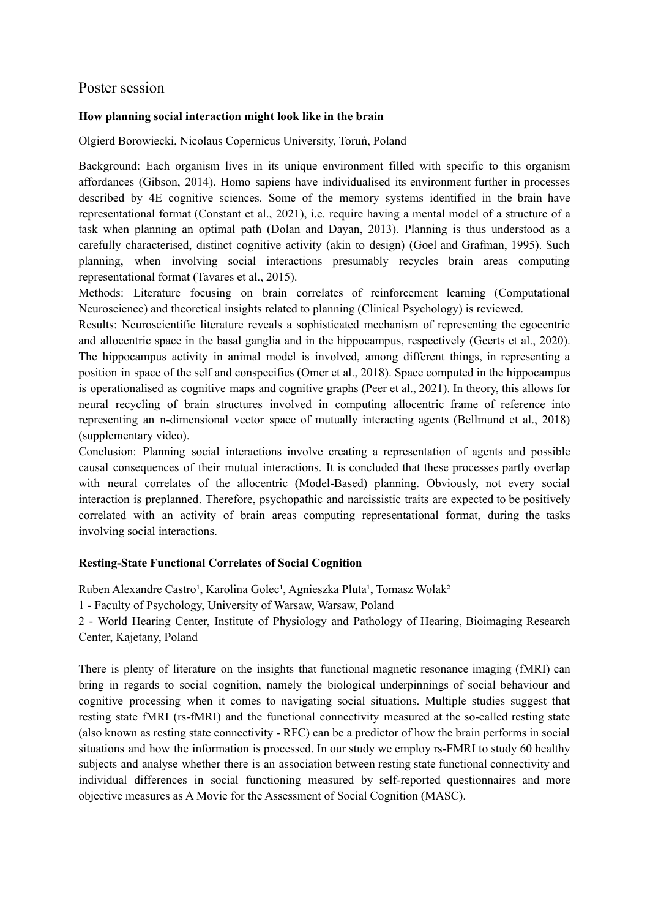## Poster session

### How planning social interaction might look like in the brain

Olgierd Borowiecki, Nicolaus Copernicus University, Toruń, Poland

Background: Each organism lives in its unique environment filled with specific to this organism affordances (Gibson, 2014). Homo sapiens have individualised its environment further in processes described by 4E cognitive sciences. Some of the memory systems identified in the brain have representational format (Constant et al., 2021), i.e. require having a mental model of a structure of a task when planning an optimal path (Dolan and Dayan, 2013). Planning is thus understood as a carefully characterised, distinct cognitive activity (akin to design) (Goel and Grafman, 1995). Such planning, when involving social interactions presumably recycles brain areas computing representational format (Tavares et al., 2015).

Methods: Literature focusing on brain correlates of reinforcement learning (Computational Neuroscience) and theoretical insights related to planning (Clinical Psychology) is reviewed.

Results: Neuroscientific literature reveals a sophisticated mechanism of representing the egocentric and allocentric space in the basal ganglia and in the hippocampus, respectively (Geerts et al., 2020). The hippocampus activity in animal model is involved, among different things, in representing a position in space of the self and conspecifics (Omer et al., 2018). Space computed in the hippocampus is operationalised as cognitive maps and cognitive graphs (Peer et al., 2021). In theory, this allows for neural recycling of brain structures involved in computing allocentric frame of reference into representing an n-dimensional vector space of mutually interacting agents (Bellmund et al., 2018) (supplementary video).

Conclusion: Planning social interactions involve creating a representation of agents and possible causal consequences of their mutual interactions. It is concluded that these processes partly overlap with neural correlates of the allocentric (Model-Based) planning. Obviously, not every social interaction is preplanned. Therefore, psychopathic and narcissistic traits are expected to be positively correlated with an activity of brain areas computing representational format, during the tasks involving social interactions.

### Resting-State Functional Correlates of Social Cognition

Ruben Alexandre Castro[1], Karolina Golec[1], Agnieszka Pluta[1], Tomasz Wolak[2]

1 - Faculty of Psychology, University of Warsaw, Warsaw, Poland

2 - World Hearing Center, Institute of Physiology and Pathology of Hearing, Bioimaging Research Center, Kajetany, Poland

There is plenty of literature on the insights that functional magnetic resonance imaging (fMRI) can bring in regards to social cognition, namely the biological underpinnings of social behaviour and cognitive processing when it comes to navigating social situations. Multiple studies suggest that resting state fMRI (rs-fMRI) and the functional connectivity measured at the so-called resting state (also known as resting state connectivity - RFC) can be a predictor of how the brain performs in social situations and how the information is processed. In our study we employ rs-FMRI to study 60 healthy subjects and analyse whether there is an association between resting state functional connectivity and individual differences in social functioning measured by self-reported questionnaires and more objective measures as A Movie for the Assessment of Social Cognition (MASC).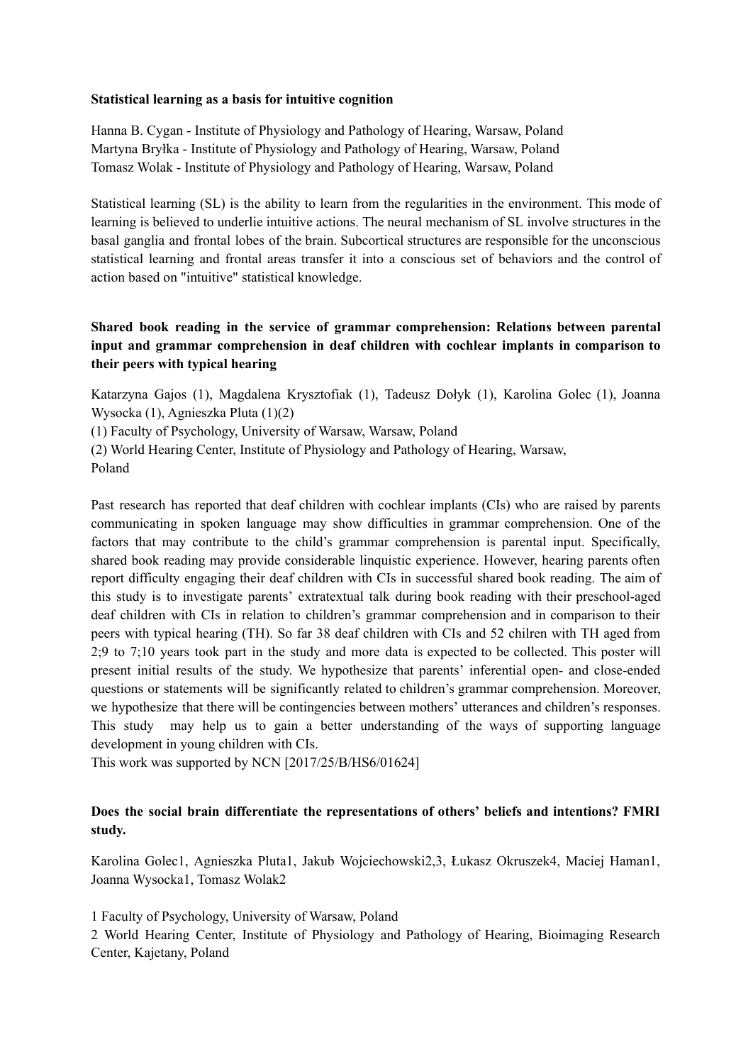**Statistical learning as a basis for intuitive cognition**

Hanna B. Cygan - Institute of Physiology and Pathology of Hearing, Warsaw, Poland
Martyna Bryłka - Institute of Physiology and Pathology of Hearing, Warsaw, Poland
Tomasz Wolak - Institute of Physiology and Pathology of Hearing, Warsaw, Poland

Statistical learning (SL) is the ability to learn from the regularities in the environment. This mode of learning is believed to underlie intuitive actions. The neural mechanism of SL involve structures in the basal ganglia and frontal lobes of the brain. Subcortical structures are responsible for the unconscious statistical learning and frontal areas transfer it into a conscious set of behaviors and the control of action based on "intuitive" statistical knowledge.

**Shared book reading in the service of grammar comprehension: Relations between parental input and grammar comprehension in deaf children with cochlear implants in comparison to their peers with typical hearing**

Katarzyna Gajos (1), Magdalena Krysztofiak (1), Tadeusz Dołyk (1), Karolina Golec (1), Joanna Wysocka (1), Agnieszka Pluta (1)(2)
(1) Faculty of Psychology, University of Warsaw, Warsaw, Poland
(2) World Hearing Center, Institute of Physiology and Pathology of Hearing, Warsaw, Poland

Past research has reported that deaf children with cochlear implants (CIs) who are raised by parents communicating in spoken language may show difficulties in grammar comprehension. One of the factors that may contribute to the child's grammar comprehension is parental input. Specifically, shared book reading may provide considerable linquistic experience. However, hearing parents often report difficulty engaging their deaf children with CIs in successful shared book reading. The aim of this study is to investigate parents' extratextual talk during book reading with their preschool-aged deaf children with CIs in relation to children's grammar comprehension and in comparison to their peers with typical hearing (TH). So far 38 deaf children with CIs and 52 chilren with TH aged from 2;9 to 7;10 years took part in the study and more data is expected to be collected. This poster will present initial results of the study. We hypothesize that parents' inferential open- and close-ended questions or statements will be significantly related to children's grammar comprehension. Moreover, we hypothesize that there will be contingencies between mothers' utterances and children's responses. This study may help us to gain a better understanding of the ways of supporting language development in young children with CIs.
This work was supported by NCN [2017/25/B/HS6/01624]

**Does the social brain differentiate the representations of others' beliefs and intentions? FMRI study.**

Karolina Golec[1], Agnieszka Pluta[1], Jakub Wojciechowski[2,3], Łukasz Okruszek[4], Maciej Haman[1], Joanna Wysocka[1], Tomasz Wolak[2]

1 Faculty of Psychology, University of Warsaw, Poland
2 World Hearing Center, Institute of Physiology and Pathology of Hearing, Bioimaging Research Center, Kajetany, Poland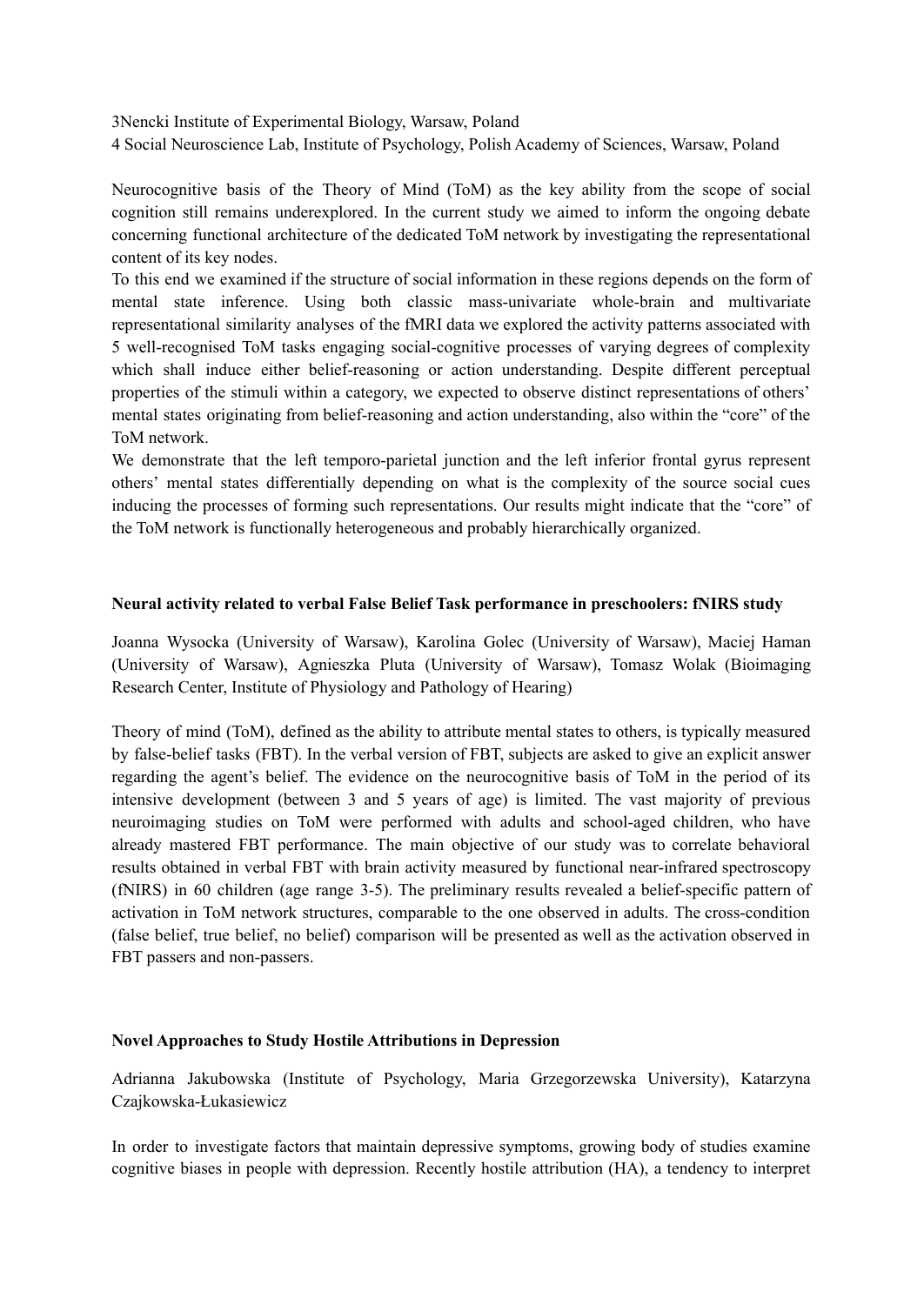3Nencki Institute of Experimental Biology, Warsaw, Poland
4 Social Neuroscience Lab, Institute of Psychology, Polish Academy of Sciences, Warsaw, Poland

Neurocognitive basis of the Theory of Mind (ToM) as the key ability from the scope of social cognition still remains underexplored. In the current study we aimed to inform the ongoing debate concerning functional architecture of the dedicated ToM network by investigating the representational content of its key nodes.
To this end we examined if the structure of social information in these regions depends on the form of mental state inference. Using both classic mass-univariate whole-brain and multivariate representational similarity analyses of the fMRI data we explored the activity patterns associated with 5 well-recognised ToM tasks engaging social-cognitive processes of varying degrees of complexity which shall induce either belief-reasoning or action understanding. Despite different perceptual properties of the stimuli within a category, we expected to observe distinct representations of others' mental states originating from belief-reasoning and action understanding, also within the "core" of the ToM network.
We demonstrate that the left temporo-parietal junction and the left inferior frontal gyrus represent others' mental states differentially depending on what is the complexity of the source social cues inducing the processes of forming such representations. Our results might indicate that the "core" of the ToM network is functionally heterogeneous and probably hierarchically organized.

**Neural activity related to verbal False Belief Task performance in preschoolers: fNIRS study**

Joanna Wysocka (University of Warsaw), Karolina Golec (University of Warsaw), Maciej Haman (University of Warsaw), Agnieszka Pluta (University of Warsaw), Tomasz Wolak (Bioimaging Research Center, Institute of Physiology and Pathology of Hearing)

Theory of mind (ToM), defined as the ability to attribute mental states to others, is typically measured by false-belief tasks (FBT). In the verbal version of FBT, subjects are asked to give an explicit answer regarding the agent's belief. The evidence on the neurocognitive basis of ToM in the period of its intensive development (between 3 and 5 years of age) is limited. The vast majority of previous neuroimaging studies on ToM were performed with adults and school-aged children, who have already mastered FBT performance. The main objective of our study was to correlate behavioral results obtained in verbal FBT with brain activity measured by functional near-infrared spectroscopy (fNIRS) in 60 children (age range 3-5). The preliminary results revealed a belief-specific pattern of activation in ToM network structures, comparable to the one observed in adults. The cross-condition (false belief, true belief, no belief) comparison will be presented as well as the activation observed in FBT passers and non-passers.

**Novel Approaches to Study Hostile Attributions in Depression**

Adrianna Jakubowska (Institute of Psychology, Maria Grzegorzewska University), Katarzyna Czajkowska-Łukasiewicz

In order to investigate factors that maintain depressive symptoms, growing body of studies examine cognitive biases in people with depression. Recently hostile attribution (HA), a tendency to interpret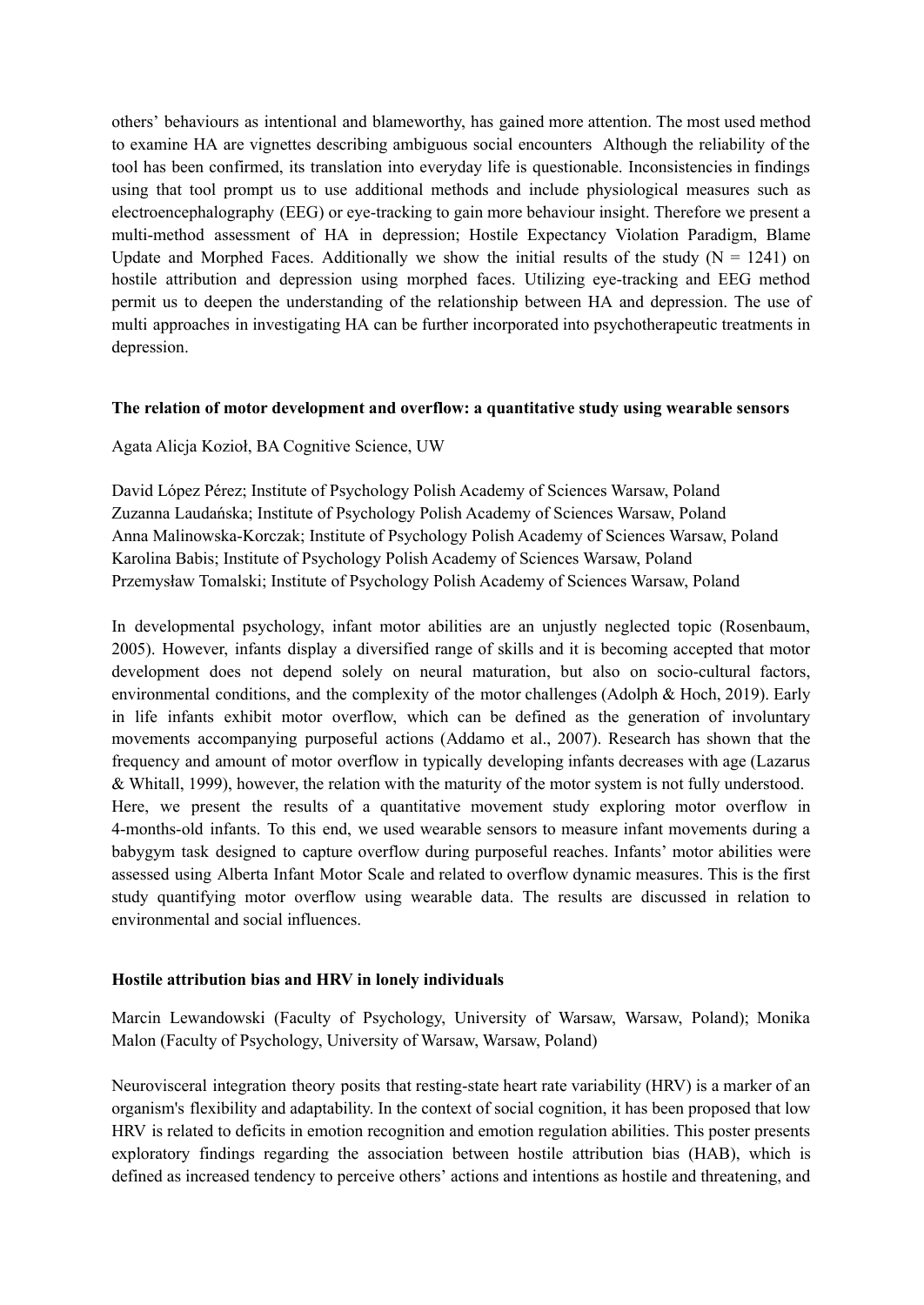others' behaviours as intentional and blameworthy, has gained more attention. The most used method to examine HA are vignettes describing ambiguous social encounters  Although the reliability of the tool has been confirmed, its translation into everyday life is questionable. Inconsistencies in findings using that tool prompt us to use additional methods and include physiological measures such as electroencephalography (EEG) or eye-tracking to gain more behaviour insight. Therefore we present a multi-method assessment of HA in depression; Hostile Expectancy Violation Paradigm, Blame Update and Morphed Faces. Additionally we show the initial results of the study (N = 1241) on hostile attribution and depression using morphed faces. Utilizing eye-tracking and EEG method permit us to deepen the understanding of the relationship between HA and depression. The use of multi approaches in investigating HA can be further incorporated into psychotherapeutic treatments in depression.

**The relation of motor development and overflow: a quantitative study using wearable sensors**

Agata Alicja Kozioł, BA Cognitive Science, UW

David López Pérez; Institute of Psychology Polish Academy of Sciences Warsaw, Poland
Zuzanna Laudańska; Institute of Psychology Polish Academy of Sciences Warsaw, Poland
Anna Malinowska-Korczak; Institute of Psychology Polish Academy of Sciences Warsaw, Poland
Karolina Babis; Institute of Psychology Polish Academy of Sciences Warsaw, Poland
Przemysław Tomalski; Institute of Psychology Polish Academy of Sciences Warsaw, Poland

In developmental psychology, infant motor abilities are an unjustly neglected topic (Rosenbaum, 2005). However, infants display a diversified range of skills and it is becoming accepted that motor development does not depend solely on neural maturation, but also on socio-cultural factors, environmental conditions, and the complexity of the motor challenges (Adolph & Hoch, 2019). Early in life infants exhibit motor overflow, which can be defined as the generation of involuntary movements accompanying purposeful actions (Addamo et al., 2007). Research has shown that the frequency and amount of motor overflow in typically developing infants decreases with age (Lazarus & Whitall, 1999), however, the relation with the maturity of the motor system is not fully understood.
Here, we present the results of a quantitative movement study exploring motor overflow in 4-months-old infants. To this end, we used wearable sensors to measure infant movements during a babygym task designed to capture overflow during purposeful reaches. Infants' motor abilities were assessed using Alberta Infant Motor Scale and related to overflow dynamic measures. This is the first study quantifying motor overflow using wearable data. The results are discussed in relation to environmental and social influences.

**Hostile attribution bias and HRV in lonely individuals**

Marcin Lewandowski (Faculty of Psychology, University of Warsaw, Warsaw, Poland); Monika Malon (Faculty of Psychology, University of Warsaw, Warsaw, Poland)

Neurovisceral integration theory posits that resting-state heart rate variability (HRV) is a marker of an organism's flexibility and adaptability. In the context of social cognition, it has been proposed that low HRV is related to deficits in emotion recognition and emotion regulation abilities. This poster presents exploratory findings regarding the association between hostile attribution bias (HAB), which is defined as increased tendency to perceive others' actions and intentions as hostile and threatening, and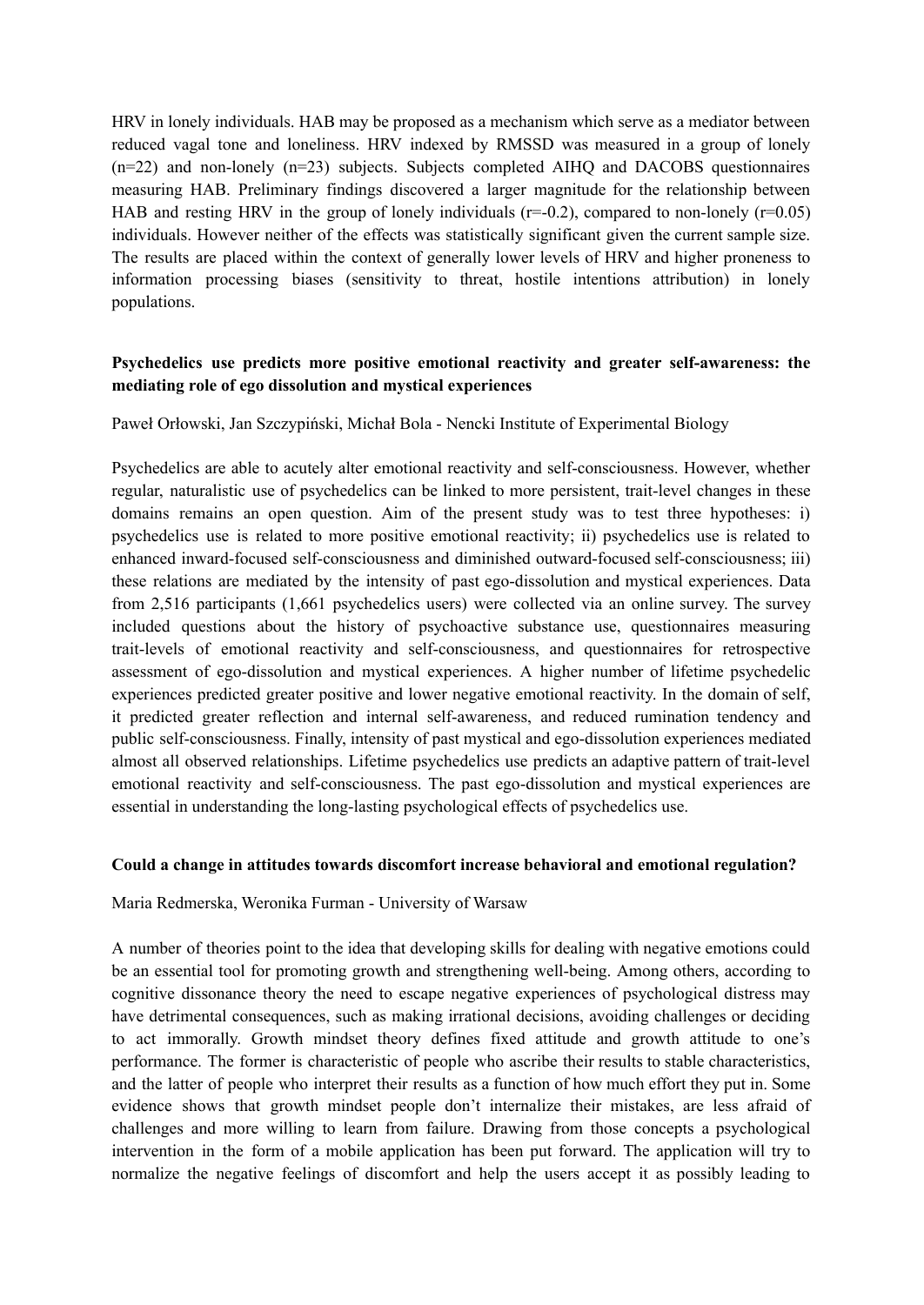HRV in lonely individuals. HAB may be proposed as a mechanism which serve as a mediator between reduced vagal tone and loneliness. HRV indexed by RMSSD was measured in a group of lonely (n=22) and non-lonely (n=23) subjects. Subjects completed AIHQ and DACOBS questionnaires measuring HAB. Preliminary findings discovered a larger magnitude for the relationship between HAB and resting HRV in the group of lonely individuals ($r=-0.2$), compared to non-lonely ($r=0.05$) individuals. However neither of the effects was statistically significant given the current sample size. The results are placed within the context of generally lower levels of HRV and higher proneness to information processing biases (sensitivity to threat, hostile intentions attribution) in lonely populations.

**Psychedelics use predicts more positive emotional reactivity and greater self-awareness: the mediating role of ego dissolution and mystical experiences**

Paweł Orłowski, Jan Szczypiński, Michał Bola - Nencki Institute of Experimental Biology

Psychedelics are able to acutely alter emotional reactivity and self-consciousness. However, whether regular, naturalistic use of psychedelics can be linked to more persistent, trait-level changes in these domains remains an open question. Aim of the present study was to test three hypotheses: i) psychedelics use is related to more positive emotional reactivity; ii) psychedelics use is related to enhanced inward-focused self-consciousness and diminished outward-focused self-consciousness; iii) these relations are mediated by the intensity of past ego-dissolution and mystical experiences. Data from 2,516 participants (1,661 psychedelics users) were collected via an online survey. The survey included questions about the history of psychoactive substance use, questionnaires measuring trait-levels of emotional reactivity and self-consciousness, and questionnaires for retrospective assessment of ego-dissolution and mystical experiences. A higher number of lifetime psychedelic experiences predicted greater positive and lower negative emotional reactivity. In the domain of self, it predicted greater reflection and internal self-awareness, and reduced rumination tendency and public self-consciousness. Finally, intensity of past mystical and ego-dissolution experiences mediated almost all observed relationships. Lifetime psychedelics use predicts an adaptive pattern of trait-level emotional reactivity and self-consciousness. The past ego-dissolution and mystical experiences are essential in understanding the long-lasting psychological effects of psychedelics use.

**Could a change in attitudes towards discomfort increase behavioral and emotional regulation?**

Maria Redmerska, Weronika Furman - University of Warsaw

A number of theories point to the idea that developing skills for dealing with negative emotions could be an essential tool for promoting growth and strengthening well-being. Among others, according to cognitive dissonance theory the need to escape negative experiences of psychological distress may have detrimental consequences, such as making irrational decisions, avoiding challenges or deciding to act immorally. Growth mindset theory defines fixed attitude and growth attitude to one's performance. The former is characteristic of people who ascribe their results to stable characteristics, and the latter of people who interpret their results as a function of how much effort they put in. Some evidence shows that growth mindset people don't internalize their mistakes, are less afraid of challenges and more willing to learn from failure. Drawing from those concepts a psychological intervention in the form of a mobile application has been put forward. The application will try to normalize the negative feelings of discomfort and help the users accept it as possibly leading to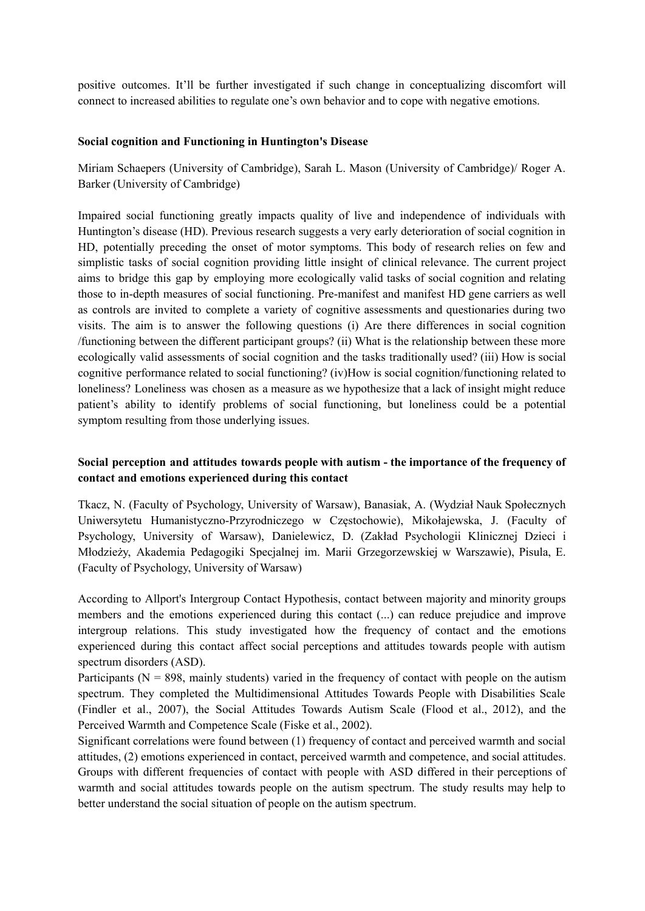positive outcomes. It'll be further investigated if such change in conceptualizing discomfort will connect to increased abilities to regulate one's own behavior and to cope with negative emotions.

**Social cognition and Functioning in Huntington's Disease**

Miriam Schaepers (University of Cambridge), Sarah L. Mason (University of Cambridge)/ Roger A. Barker (University of Cambridge)

Impaired social functioning greatly impacts quality of live and independence of individuals with Huntington's disease (HD). Previous research suggests a very early deterioration of social cognition in HD, potentially preceding the onset of motor symptoms. This body of research relies on few and simplistic tasks of social cognition providing little insight of clinical relevance. The current project aims to bridge this gap by employing more ecologically valid tasks of social cognition and relating those to in-depth measures of social functioning. Pre-manifest and manifest HD gene carriers as well as controls are invited to complete a variety of cognitive assessments and questionaries during two visits. The aim is to answer the following questions (i) Are there differences in social cognition /functioning between the different participant groups? (ii) What is the relationship between these more ecologically valid assessments of social cognition and the tasks traditionally used? (iii) How is social cognitive performance related to social functioning? (iv)How is social cognition/functioning related to loneliness? Loneliness was chosen as a measure as we hypothesize that a lack of insight might reduce patient's ability to identify problems of social functioning, but loneliness could be a potential symptom resulting from those underlying issues.

**Social perception and attitudes towards people with autism - the importance of the frequency of contact and emotions experienced during this contact**

Tkacz, N. (Faculty of Psychology, University of Warsaw), Banasiak, A. (Wydział Nauk Społecznych Uniwersytetu Humanistyczno-Przyrodniczego w Częstochowie), Mikołajewska, J. (Faculty of Psychology, University of Warsaw), Danielewicz, D. (Zakład Psychologii Klinicznej Dzieci i Młodzieży, Akademia Pedagogiki Specjalnej im. Marii Grzegorzewskiej w Warszawie), Pisula, E. (Faculty of Psychology, University of Warsaw)

According to Allport's Intergroup Contact Hypothesis, contact between majority and minority groups members and the emotions experienced during this contact (...) can reduce prejudice and improve intergroup relations. This study investigated how the frequency of contact and the emotions experienced during this contact affect social perceptions and attitudes towards people with autism spectrum disorders (ASD).

Participants (N = 898, mainly students) varied in the frequency of contact with people on the autism spectrum. They completed the Multidimensional Attitudes Towards People with Disabilities Scale (Findler et al., 2007), the Social Attitudes Towards Autism Scale (Flood et al., 2012), and the Perceived Warmth and Competence Scale (Fiske et al., 2002).

Significant correlations were found between (1) frequency of contact and perceived warmth and social attitudes, (2) emotions experienced in contact, perceived warmth and competence, and social attitudes. Groups with different frequencies of contact with people with ASD differed in their perceptions of warmth and social attitudes towards people on the autism spectrum. The study results may help to better understand the social situation of people on the autism spectrum.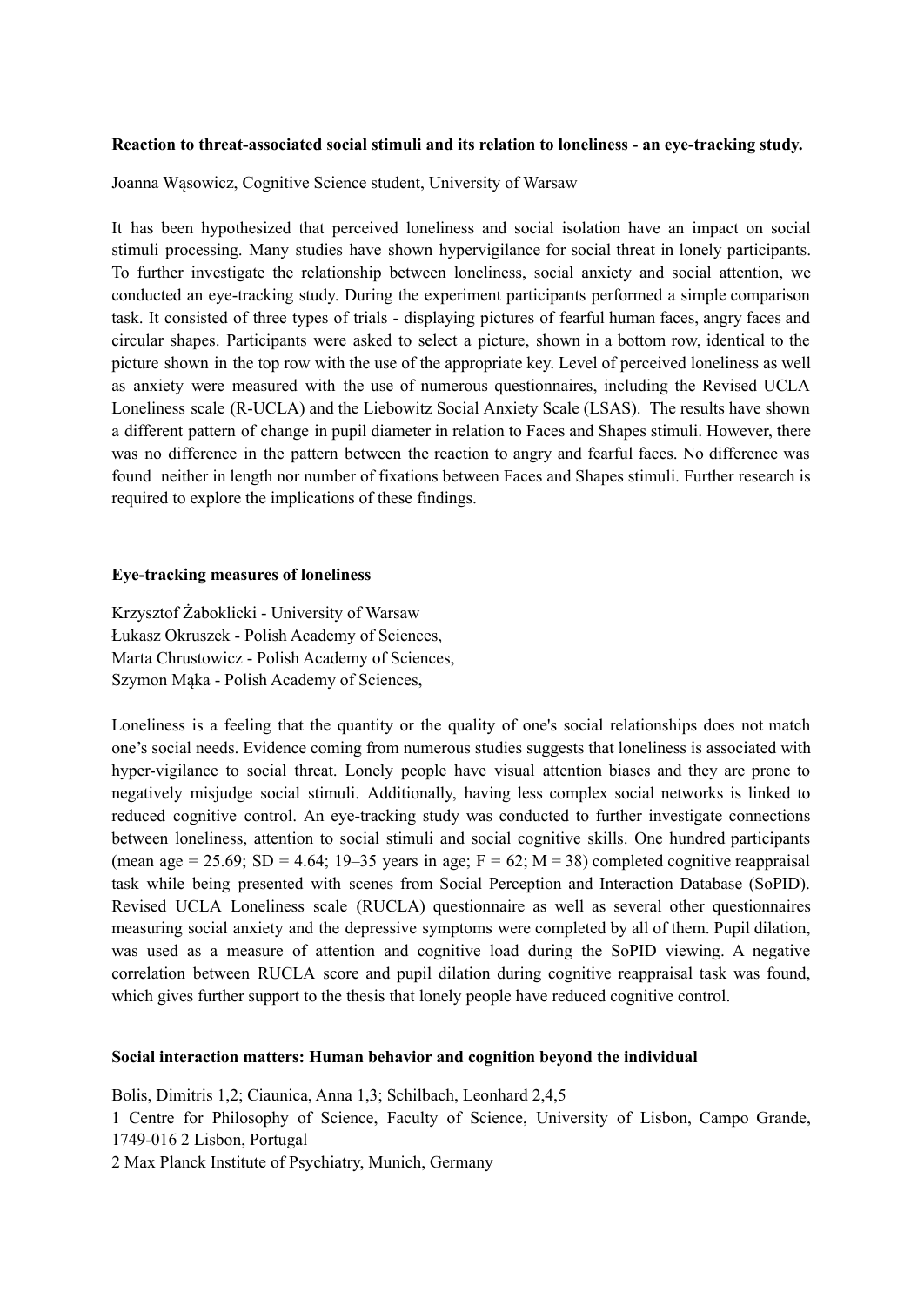**Reaction to threat-associated social stimuli and its relation to loneliness - an eye-tracking study.**

Joanna Wąsowicz, Cognitive Science student, University of Warsaw

It has been hypothesized that perceived loneliness and social isolation have an impact on social stimuli processing. Many studies have shown hypervigilance for social threat in lonely participants. To further investigate the relationship between loneliness, social anxiety and social attention, we conducted an eye-tracking study. During the experiment participants performed a simple comparison task. It consisted of three types of trials - displaying pictures of fearful human faces, angry faces and circular shapes. Participants were asked to select a picture, shown in a bottom row, identical to the picture shown in the top row with the use of the appropriate key. Level of perceived loneliness as well as anxiety were measured with the use of numerous questionnaires, including the Revised UCLA Loneliness scale (R-UCLA) and the Liebowitz Social Anxiety Scale (LSAS). The results have shown a different pattern of change in pupil diameter in relation to Faces and Shapes stimuli. However, there was no difference in the pattern between the reaction to angry and fearful faces. No difference was found neither in length nor number of fixations between Faces and Shapes stimuli. Further research is required to explore the implications of these findings.

**Eye-tracking measures of loneliness**

Krzysztof Żaboklicki - University of Warsaw
Łukasz Okruszek - Polish Academy of Sciences,
Marta Chrustowicz - Polish Academy of Sciences,
Szymon Mąka - Polish Academy of Sciences,

Loneliness is a feeling that the quantity or the quality of one's social relationships does not match one's social needs. Evidence coming from numerous studies suggests that loneliness is associated with hyper-vigilance to social threat. Lonely people have visual attention biases and they are prone to negatively misjudge social stimuli. Additionally, having less complex social networks is linked to reduced cognitive control. An eye-tracking study was conducted to further investigate connections between loneliness, attention to social stimuli and social cognitive skills. One hundred participants (mean age = 25.69; SD = 4.64; 19–35 years in age; F = 62; M = 38) completed cognitive reappraisal task while being presented with scenes from Social Perception and Interaction Database (SoPID). Revised UCLA Loneliness scale (RUCLA) questionnaire as well as several other questionnaires measuring social anxiety and the depressive symptoms were completed by all of them. Pupil dilation, was used as a measure of attention and cognitive load during the SoPID viewing. A negative correlation between RUCLA score and pupil dilation during cognitive reappraisal task was found, which gives further support to the thesis that lonely people have reduced cognitive control.

**Social interaction matters: Human behavior and cognition beyond the individual**

Bolis, Dimitris 1,2; Ciaunica, Anna 1,3; Schilbach, Leonhard 2,4,5
1 Centre for Philosophy of Science, Faculty of Science, University of Lisbon, Campo Grande, 1749-016 2 Lisbon, Portugal
2 Max Planck Institute of Psychiatry, Munich, Germany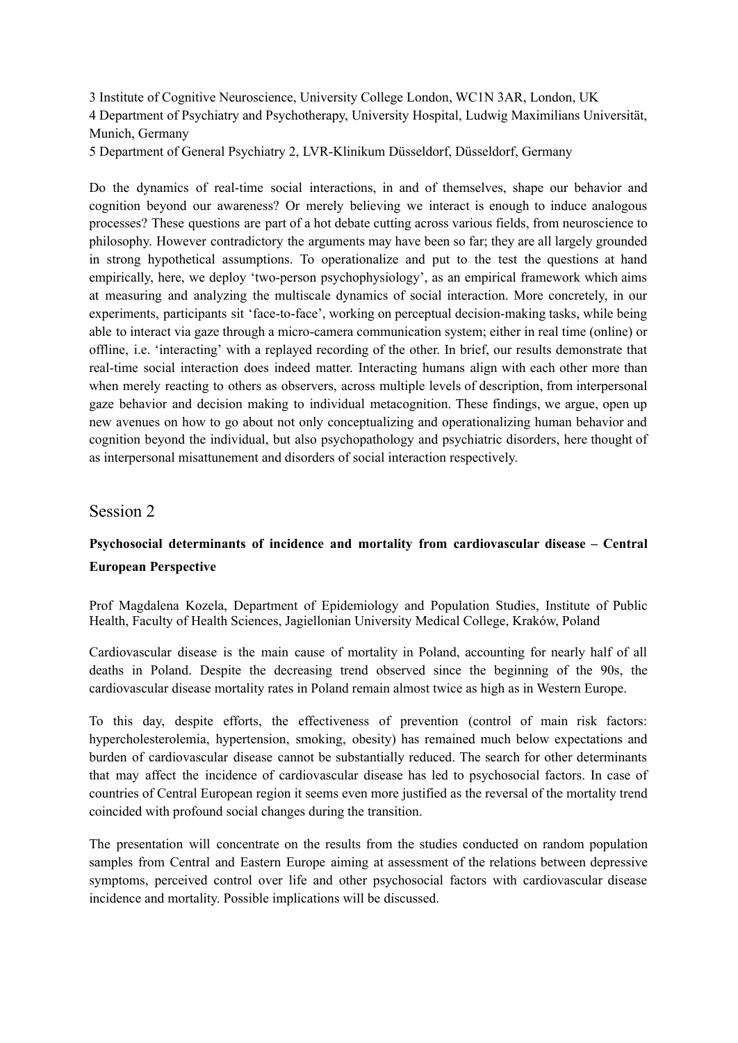3 Institute of Cognitive Neuroscience, University College London, WC1N 3AR, London, UK
4 Department of Psychiatry and Psychotherapy, University Hospital, Ludwig Maximilians Universität, Munich, Germany
5 Department of General Psychiatry 2, LVR-Klinikum Düsseldorf, Düsseldorf, Germany

Do the dynamics of real-time social interactions, in and of themselves, shape our behavior and cognition beyond our awareness? Or merely believing we interact is enough to induce analogous processes? These questions are part of a hot debate cutting across various fields, from neuroscience to philosophy. However contradictory the arguments may have been so far; they are all largely grounded in strong hypothetical assumptions. To operationalize and put to the test the questions at hand empirically, here, we deploy 'two-person psychophysiology', as an empirical framework which aims at measuring and analyzing the multiscale dynamics of social interaction. More concretely, in our experiments, participants sit 'face-to-face', working on perceptual decision-making tasks, while being able to interact via gaze through a micro-camera communication system; either in real time (online) or offline, i.e. 'interacting' with a replayed recording of the other. In brief, our results demonstrate that real-time social interaction does indeed matter. Interacting humans align with each other more than when merely reacting to others as observers, across multiple levels of description, from interpersonal gaze behavior and decision making to individual metacognition. These findings, we argue, open up new avenues on how to go about not only conceptualizing and operationalizing human behavior and cognition beyond the individual, but also psychopathology and psychiatric disorders, here thought of as interpersonal misattunement and disorders of social interaction respectively.

## Session 2

**Psychosocial determinants of incidence and mortality from cardiovascular disease – Central European Perspective**

Prof Magdalena Kozela, Department of Epidemiology and Population Studies, Institute of Public Health, Faculty of Health Sciences, Jagiellonian University Medical College, Kraków, Poland

Cardiovascular disease is the main cause of mortality in Poland, accounting for nearly half of all deaths in Poland. Despite the decreasing trend observed since the beginning of the 90s, the cardiovascular disease mortality rates in Poland remain almost twice as high as in Western Europe.

To this day, despite efforts, the effectiveness of prevention (control of main risk factors: hypercholesterolemia, hypertension, smoking, obesity) has remained much below expectations and burden of cardiovascular disease cannot be substantially reduced. The search for other determinants that may affect the incidence of cardiovascular disease has led to psychosocial factors. In case of countries of Central European region it seems even more justified as the reversal of the mortality trend coincided with profound social changes during the transition.

The presentation will concentrate on the results from the studies conducted on random population samples from Central and Eastern Europe aiming at assessment of the relations between depressive symptoms, perceived control over life and other psychosocial factors with cardiovascular disease incidence and mortality. Possible implications will be discussed.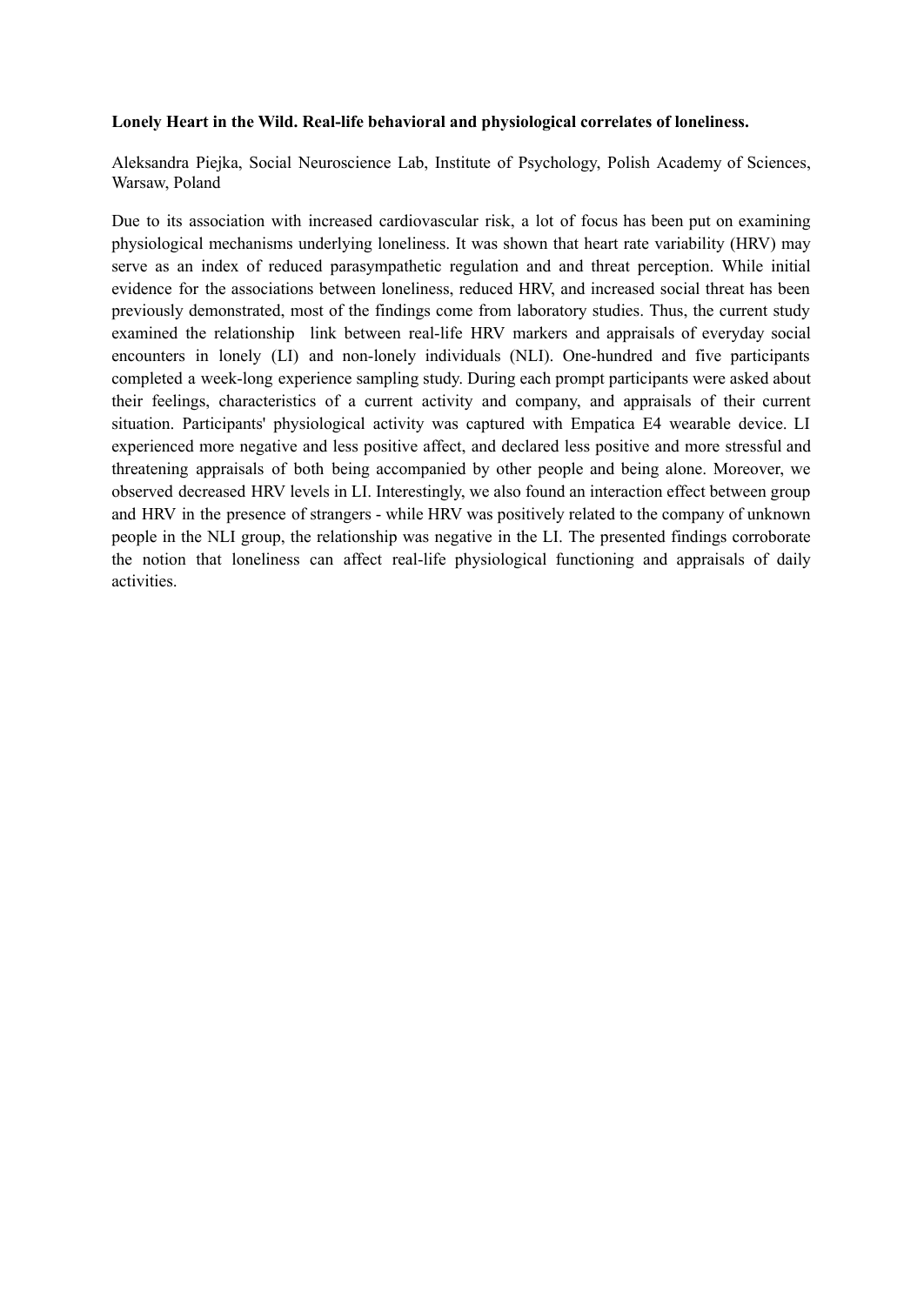**Lonely Heart in the Wild. Real-life behavioral and physiological correlates of loneliness.**

Aleksandra Piejka, Social Neuroscience Lab, Institute of Psychology, Polish Academy of Sciences, Warsaw, Poland

Due to its association with increased cardiovascular risk, a lot of focus has been put on examining physiological mechanisms underlying loneliness. It was shown that heart rate variability (HRV) may serve as an index of reduced parasympathetic regulation and and threat perception. While initial evidence for the associations between loneliness, reduced HRV, and increased social threat has been previously demonstrated, most of the findings come from laboratory studies. Thus, the current study examined the relationship  link between real-life HRV markers and appraisals of everyday social encounters in lonely (LI) and non-lonely individuals (NLI). One-hundred and five participants completed a week-long experience sampling study. During each prompt participants were asked about their feelings, characteristics of a current activity and company, and appraisals of their current situation. Participants' physiological activity was captured with Empatica E4 wearable device. LI experienced more negative and less positive affect, and declared less positive and more stressful and threatening appraisals of both being accompanied by other people and being alone. Moreover, we observed decreased HRV levels in LI. Interestingly, we also found an interaction effect between group and HRV in the presence of strangers - while HRV was positively related to the company of unknown people in the NLI group, the relationship was negative in the LI. The presented findings corroborate the notion that loneliness can affect real-life physiological functioning and appraisals of daily activities.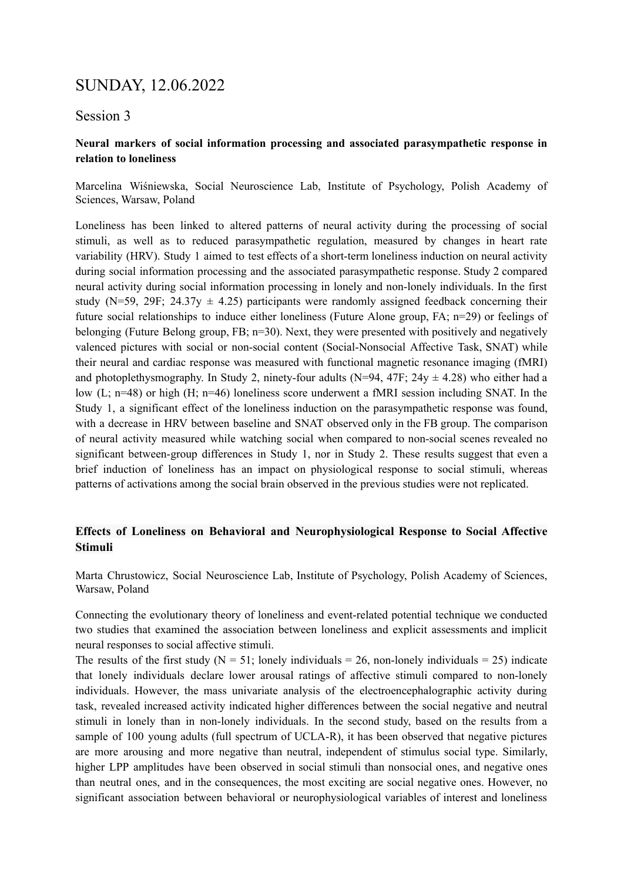# SUNDAY, 12.06.2022

## Session 3

**Neural markers of social information processing and associated parasympathetic response in relation to loneliness**

Marcelina Wiśniewska, Social Neuroscience Lab, Institute of Psychology, Polish Academy of Sciences, Warsaw, Poland

Loneliness has been linked to altered patterns of neural activity during the processing of social stimuli, as well as to reduced parasympathetic regulation, measured by changes in heart rate variability (HRV). Study 1 aimed to test effects of a short-term loneliness induction on neural activity during social information processing and the associated parasympathetic response. Study 2 compared neural activity during social information processing in lonely and non-lonely individuals. In the first study (N=59, 29F; 24.37y ± 4.25) participants were randomly assigned feedback concerning their future social relationships to induce either loneliness (Future Alone group, FA; n=29) or feelings of belonging (Future Belong group, FB; n=30). Next, they were presented with positively and negatively valenced pictures with social or non-social content (Social-Nonsocial Affective Task, SNAT) while their neural and cardiac response was measured with functional magnetic resonance imaging (fMRI) and photoplethysmography. In Study 2, ninety-four adults (N=94, 47F; 24y ± 4.28) who either had a low (L; n=48) or high (H; n=46) loneliness score underwent a fMRI session including SNAT. In the Study 1, a significant effect of the loneliness induction on the parasympathetic response was found, with a decrease in HRV between baseline and SNAT observed only in the FB group. The comparison of neural activity measured while watching social when compared to non-social scenes revealed no significant between-group differences in Study 1, nor in Study 2. These results suggest that even a brief induction of loneliness has an impact on physiological response to social stimuli, whereas patterns of activations among the social brain observed in the previous studies were not replicated.

**Effects of Loneliness on Behavioral and Neurophysiological Response to Social Affective Stimuli**

Marta Chrustowicz, Social Neuroscience Lab, Institute of Psychology, Polish Academy of Sciences, Warsaw, Poland

Connecting the evolutionary theory of loneliness and event-related potential technique we conducted two studies that examined the association between loneliness and explicit assessments and implicit neural responses to social affective stimuli.

The results of the first study (N = 51; lonely individuals = 26, non-lonely individuals = 25) indicate that lonely individuals declare lower arousal ratings of affective stimuli compared to non-lonely individuals. However, the mass univariate analysis of the electroencephalographic activity during task, revealed increased activity indicated higher differences between the social negative and neutral stimuli in lonely than in non-lonely individuals. In the second study, based on the results from a sample of 100 young adults (full spectrum of UCLA-R), it has been observed that negative pictures are more arousing and more negative than neutral, independent of stimulus social type. Similarly, higher LPP amplitudes have been observed in social stimuli than nonsocial ones, and negative ones than neutral ones, and in the consequences, the most exciting are social negative ones. However, no significant association between behavioral or neurophysiological variables of interest and loneliness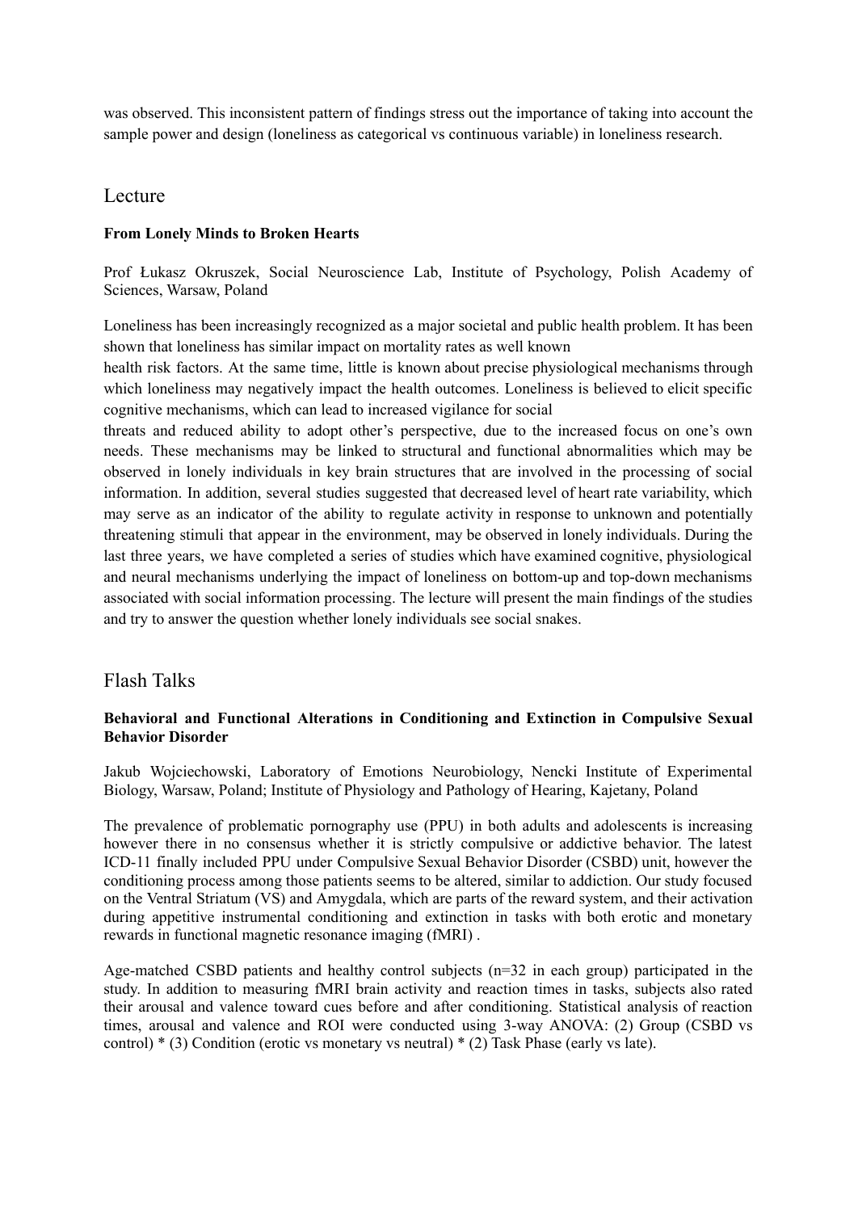was observed. This inconsistent pattern of findings stress out the importance of taking into account the sample power and design (loneliness as categorical vs continuous variable) in loneliness research.

## Lecture

**From Lonely Minds to Broken Hearts**

Prof Łukasz Okruszek, Social Neuroscience Lab, Institute of Psychology, Polish Academy of Sciences, Warsaw, Poland

Loneliness has been increasingly recognized as a major societal and public health problem. It has been shown that loneliness has similar impact on mortality rates as well known health risk factors. At the same time, little is known about precise physiological mechanisms through which loneliness may negatively impact the health outcomes. Loneliness is believed to elicit specific cognitive mechanisms, which can lead to increased vigilance for social threats and reduced ability to adopt other's perspective, due to the increased focus on one's own needs. These mechanisms may be linked to structural and functional abnormalities which may be observed in lonely individuals in key brain structures that are involved in the processing of social information. In addition, several studies suggested that decreased level of heart rate variability, which may serve as an indicator of the ability to regulate activity in response to unknown and potentially threatening stimuli that appear in the environment, may be observed in lonely individuals. During the last three years, we have completed a series of studies which have examined cognitive, physiological and neural mechanisms underlying the impact of loneliness on bottom-up and top-down mechanisms associated with social information processing. The lecture will present the main findings of the studies and try to answer the question whether lonely individuals see social snakes.

## Flash Talks

**Behavioral and Functional Alterations in Conditioning and Extinction in Compulsive Sexual Behavior Disorder**

Jakub Wojciechowski, Laboratory of Emotions Neurobiology, Nencki Institute of Experimental Biology, Warsaw, Poland; Institute of Physiology and Pathology of Hearing, Kajetany, Poland

The prevalence of problematic pornography use (PPU) in both adults and adolescents is increasing however there in no consensus whether it is strictly compulsive or addictive behavior. The latest ICD-11 finally included PPU under Compulsive Sexual Behavior Disorder (CSBD) unit, however the conditioning process among those patients seems to be altered, similar to addiction. Our study focused on the Ventral Striatum (VS) and Amygdala, which are parts of the reward system, and their activation during appetitive instrumental conditioning and extinction in tasks with both erotic and monetary rewards in functional magnetic resonance imaging (fMRI) .

Age-matched CSBD patients and healthy control subjects (n=32 in each group) participated in the study. In addition to measuring fMRI brain activity and reaction times in tasks, subjects also rated their arousal and valence toward cues before and after conditioning. Statistical analysis of reaction times, arousal and valence and ROI were conducted using 3-way ANOVA: (2) Group (CSBD vs control) * (3) Condition (erotic vs monetary vs neutral) * (2) Task Phase (early vs late).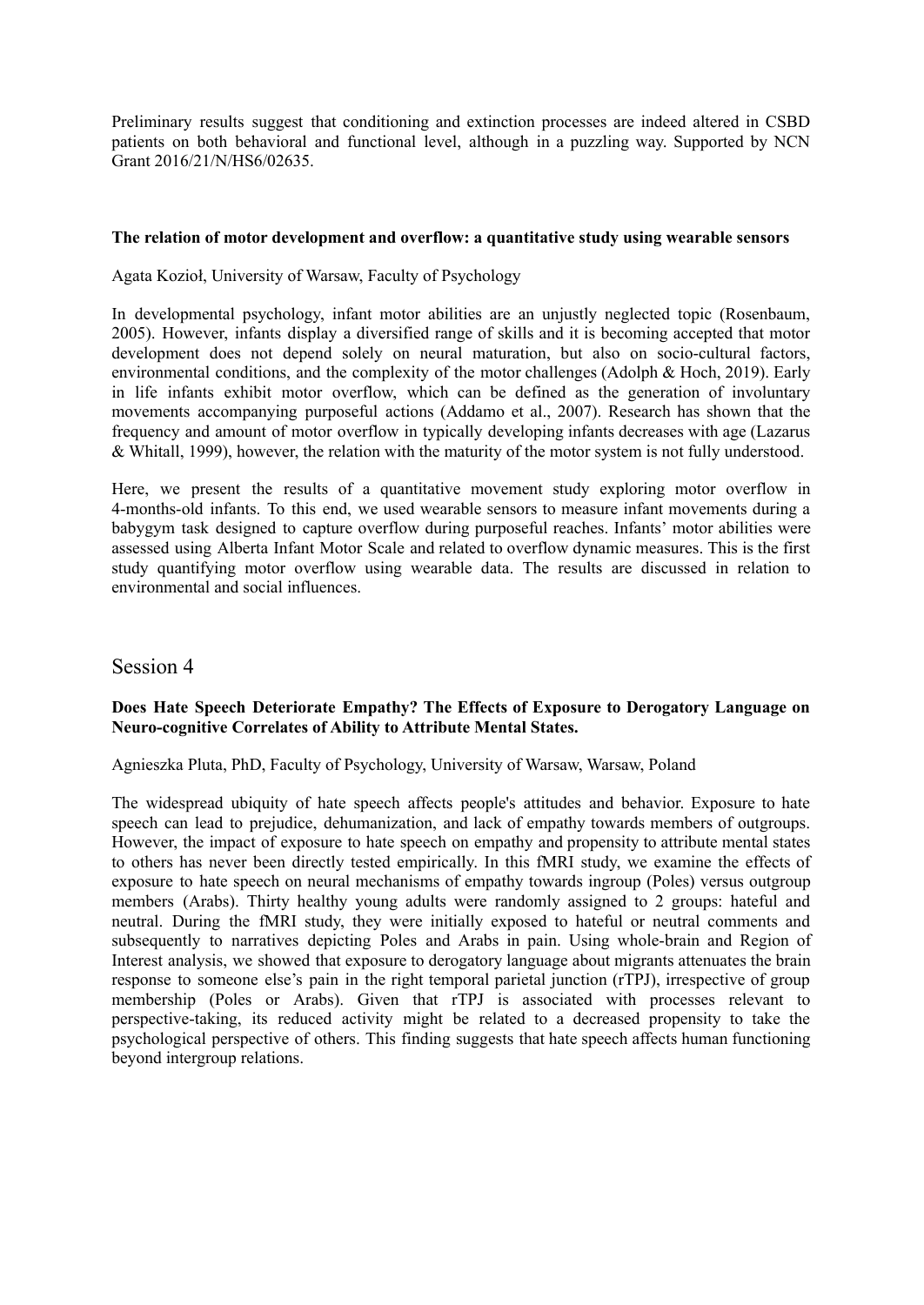Preliminary results suggest that conditioning and extinction processes are indeed altered in CSBD patients on both behavioral and functional level, although in a puzzling way. Supported by NCN Grant 2016/21/N/HS6/02635.

**The relation of motor development and overflow: a quantitative study using wearable sensors**

Agata Kozioł, University of Warsaw, Faculty of Psychology

In developmental psychology, infant motor abilities are an unjustly neglected topic (Rosenbaum, 2005). However, infants display a diversified range of skills and it is becoming accepted that motor development does not depend solely on neural maturation, but also on socio-cultural factors, environmental conditions, and the complexity of the motor challenges (Adolph & Hoch, 2019). Early in life infants exhibit motor overflow, which can be defined as the generation of involuntary movements accompanying purposeful actions (Addamo et al., 2007). Research has shown that the frequency and amount of motor overflow in typically developing infants decreases with age (Lazarus & Whitall, 1999), however, the relation with the maturity of the motor system is not fully understood.

Here, we present the results of a quantitative movement study exploring motor overflow in 4-months-old infants. To this end, we used wearable sensors to measure infant movements during a babygym task designed to capture overflow during purposeful reaches. Infants' motor abilities were assessed using Alberta Infant Motor Scale and related to overflow dynamic measures. This is the first study quantifying motor overflow using wearable data. The results are discussed in relation to environmental and social influences.

# Session 4

**Does Hate Speech Deteriorate Empathy? The Effects of Exposure to Derogatory Language on Neuro-cognitive Correlates of Ability to Attribute Mental States.**

Agnieszka Pluta, PhD, Faculty of Psychology, University of Warsaw, Warsaw, Poland

The widespread ubiquity of hate speech affects people's attitudes and behavior. Exposure to hate speech can lead to prejudice, dehumanization, and lack of empathy towards members of outgroups. However, the impact of exposure to hate speech on empathy and propensity to attribute mental states to others has never been directly tested empirically. In this fMRI study, we examine the effects of exposure to hate speech on neural mechanisms of empathy towards ingroup (Poles) versus outgroup members (Arabs). Thirty healthy young adults were randomly assigned to 2 groups: hateful and neutral. During the fMRI study, they were initially exposed to hateful or neutral comments and subsequently to narratives depicting Poles and Arabs in pain. Using whole-brain and Region of Interest analysis, we showed that exposure to derogatory language about migrants attenuates the brain response to someone else's pain in the right temporal parietal junction (rTPJ), irrespective of group membership (Poles or Arabs). Given that rTPJ is associated with processes relevant to perspective-taking, its reduced activity might be related to a decreased propensity to take the psychological perspective of others. This finding suggests that hate speech affects human functioning beyond intergroup relations.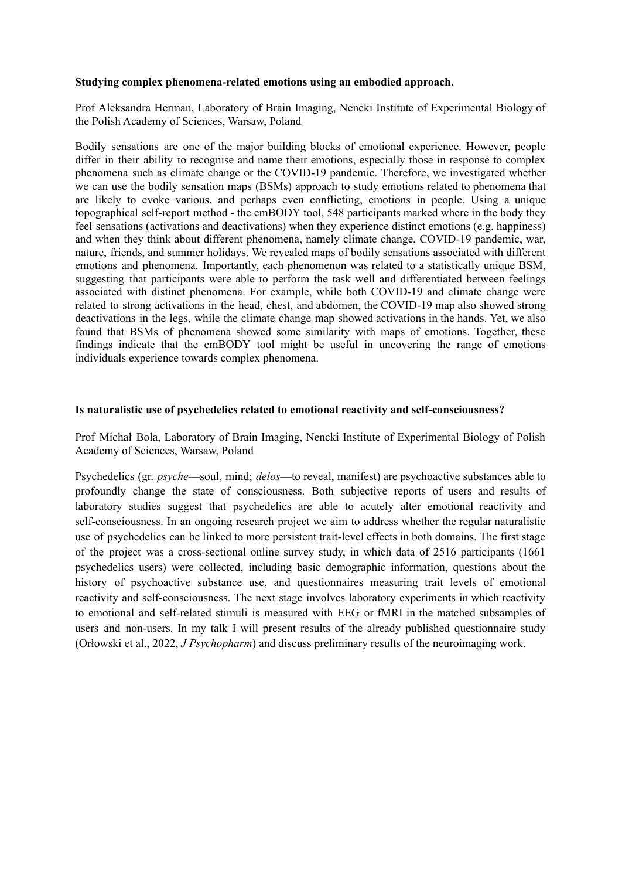**Studying complex phenomena-related emotions using an embodied approach.**

Prof Aleksandra Herman, Laboratory of Brain Imaging, Nencki Institute of Experimental Biology of the Polish Academy of Sciences, Warsaw, Poland

Bodily sensations are one of the major building blocks of emotional experience. However, people differ in their ability to recognise and name their emotions, especially those in response to complex phenomena such as climate change or the COVID-19 pandemic. Therefore, we investigated whether we can use the bodily sensation maps (BSMs) approach to study emotions related to phenomena that are likely to evoke various, and perhaps even conflicting, emotions in people. Using a unique topographical self-report method - the emBODY tool, 548 participants marked where in the body they feel sensations (activations and deactivations) when they experience distinct emotions (e.g. happiness) and when they think about different phenomena, namely climate change, COVID-19 pandemic, war, nature, friends, and summer holidays. We revealed maps of bodily sensations associated with different emotions and phenomena. Importantly, each phenomenon was related to a statistically unique BSM, suggesting that participants were able to perform the task well and differentiated between feelings associated with distinct phenomena. For example, while both COVID-19 and climate change were related to strong activations in the head, chest, and abdomen, the COVID-19 map also showed strong deactivations in the legs, while the climate change map showed activations in the hands. Yet, we also found that BSMs of phenomena showed some similarity with maps of emotions. Together, these findings indicate that the emBODY tool might be useful in uncovering the range of emotions individuals experience towards complex phenomena.

**Is naturalistic use of psychedelics related to emotional reactivity and self-consciousness?**

Prof Michał Bola, Laboratory of Brain Imaging, Nencki Institute of Experimental Biology of Polish Academy of Sciences, Warsaw, Poland

Psychedelics (gr. *psyche*—soul, mind; *delos*—to reveal, manifest) are psychoactive substances able to profoundly change the state of consciousness. Both subjective reports of users and results of laboratory studies suggest that psychedelics are able to acutely alter emotional reactivity and self-consciousness. In an ongoing research project we aim to address whether the regular naturalistic use of psychedelics can be linked to more persistent trait-level effects in both domains. The first stage of the project was a cross-sectional online survey study, in which data of 2516 participants (1661 psychedelics users) were collected, including basic demographic information, questions about the history of psychoactive substance use, and questionnaires measuring trait levels of emotional reactivity and self-consciousness. The next stage involves laboratory experiments in which reactivity to emotional and self-related stimuli is measured with EEG or fMRI in the matched subsamples of users and non-users. In my talk I will present results of the already published questionnaire study (Orłowski et al., 2022, *J Psychopharm*) and discuss preliminary results of the neuroimaging work.